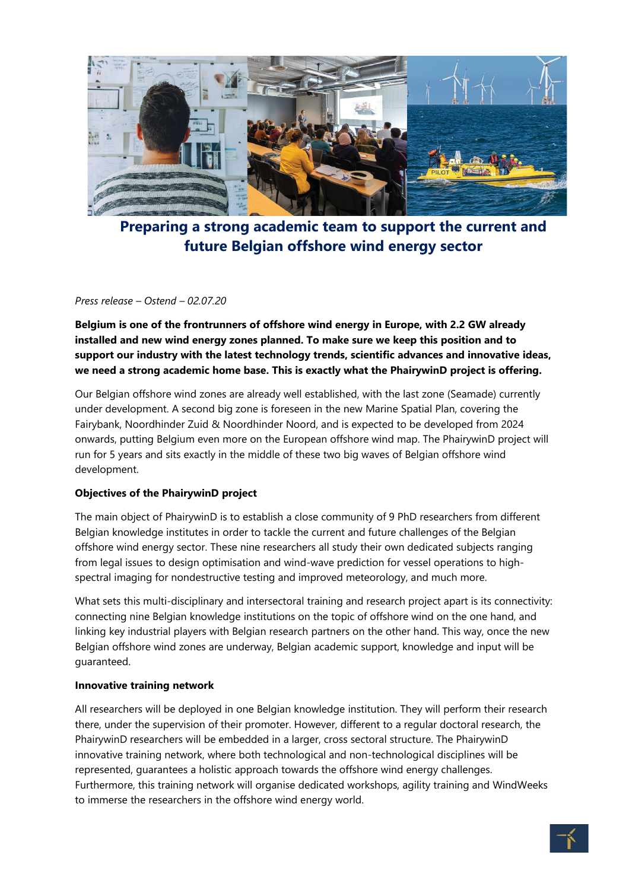# Preparing a strong academic team to support the current and future Belgian offshore wind energy sector

*Press release – Ostend – 02.07.20*

**Belgium is one of the frontrunners of offshore wind energy in Europe, with 2.2 GW already installed and new wind energy zones planned. To make sure we keep this position and to support our industry with the latest technology trends, scientific advances and innovative ideas, we need a strong academic home base. This is exactly what the PhairywinD project is offering.**

Our Belgian offshore wind zones are already well established, with the last zone (Seamade) currently under development. A second big zone is foreseen in the new Marine Spatial Plan, covering the Fairybank, Noordhinder Zuid & Noordhinder Noord, and is expected to be developed from 2024 onwards, putting Belgium even more on the European offshore wind map. The PhairywinD project will run for 5 years and sits exactly in the middle of these two big waves of Belgian offshore wind development.

**Objectives of the PhairywinD project**

The main object of PhairywinD is to establish a close community of 9 PhD researchers from different Belgian knowledge institutes in order to tackle the current and future challenges of the Belgian offshore wind energy sector. These nine researchers all study their own dedicated subjects ranging from legal issues to design optimisation and wind-wave prediction for vessel operations to high-spectral imaging for nondestructive testing and improved meteorology, and much more.

What sets this multi-disciplinary and intersectoral training and research project apart is its connectivity: connecting nine Belgian knowledge institutions on the topic of offshore wind on the one hand, and linking key industrial players with Belgian research partners on the other hand. This way, once the new Belgian offshore wind zones are underway, Belgian academic support, knowledge and input will be guaranteed.

**Innovative training network**

All researchers will be deployed in one Belgian knowledge institution. They will perform their research there, under the supervision of their promoter. However, different to a regular doctoral research, the PhairywinD researchers will be embedded in a larger, cross sectoral structure. The PhairywinD innovative training network, where both technological and non-technological disciplines will be represented, guarantees a holistic approach towards the offshore wind energy challenges. Furthermore, this training network will organise dedicated workshops, agility training and WindWeeks to immerse the researchers in the offshore wind energy world.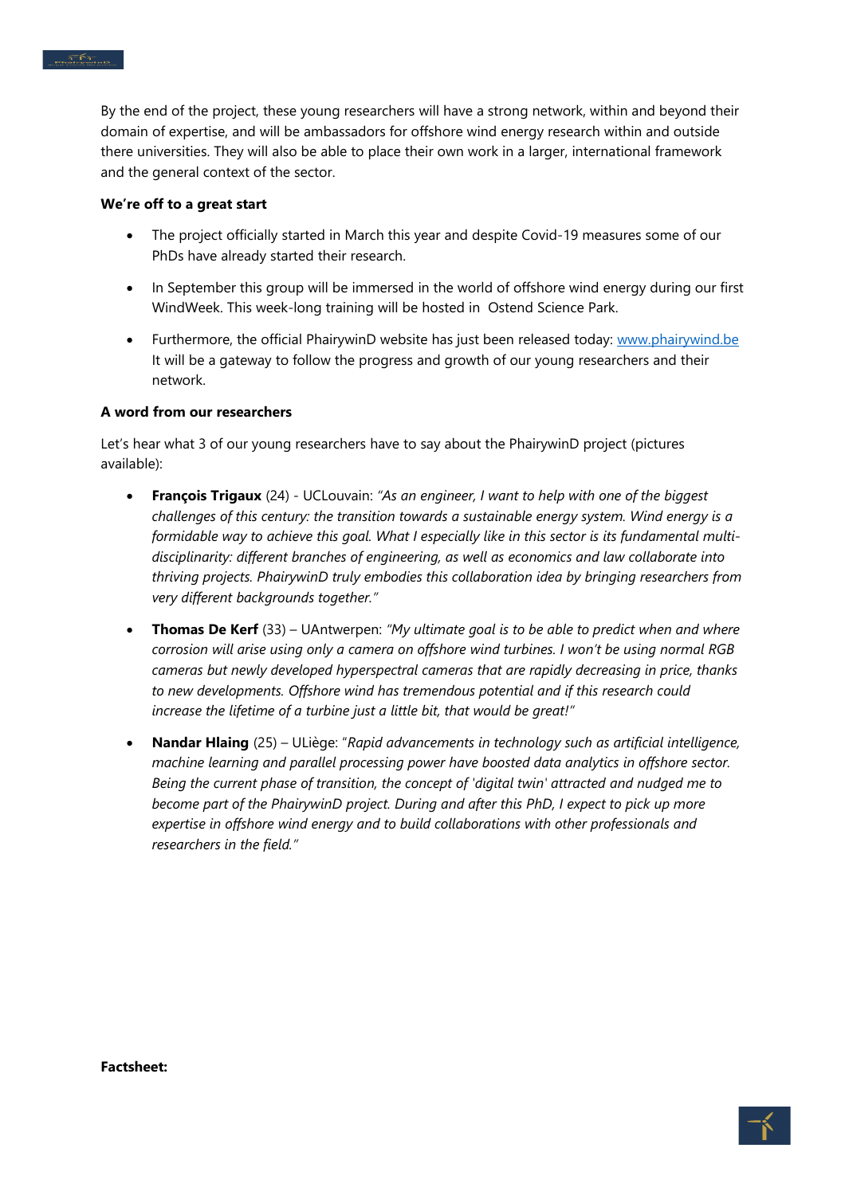By the end of the project, these young researchers will have a strong network, within and beyond their domain of expertise, and will be ambassadors for offshore wind energy research within and outside there universities. They will also be able to place their own work in a larger, international framework and the general context of the sector.

**We're off to a great start**

- The project officially started in March this year and despite Covid-19 measures some of our PhDs have already started their research.
- In September this group will be immersed in the world of offshore wind energy during our first WindWeek. This week-long training will be hosted in Ostend Science Park.
- Furthermore, the official PhairywinD website has just been released today: [www.phairywind.be](www.phairywind.be) It will be a gateway to follow the progress and growth of our young researchers and their network.

**A word from our researchers**

Let's hear what 3 of our young researchers have to say about the PhairywinD project (pictures available):

- **François Trigaux** (24) - UCLouvain: *"As an engineer, I want to help with one of the biggest challenges of this century: the transition towards a sustainable energy system. Wind energy is a formidable way to achieve this goal. What I especially like in this sector is its fundamental multi-disciplinarity: different branches of engineering, as well as economics and law collaborate into thriving projects. PhairywinD truly embodies this collaboration idea by bringing researchers from very different backgrounds together."*
- **Thomas De Kerf** (33) – UAntwerpen: *"My ultimate goal is to be able to predict when and where corrosion will arise using only a camera on offshore wind turbines. I won't be using normal RGB cameras but newly developed hyperspectral cameras that are rapidly decreasing in price, thanks to new developments. Offshore wind has tremendous potential and if this research could increase the lifetime of a turbine just a little bit, that would be great!"*
- **Nandar Hlaing** (25) – ULiège: "*Rapid advancements in technology such as artificial intelligence, machine learning and parallel processing power have boosted data analytics in offshore sector. Being the current phase of transition, the concept of 'digital twin' attracted and nudged me to become part of the PhairywinD project. During and after this PhD, I expect to pick up more expertise in offshore wind energy and to build collaborations with other professionals and researchers in the field."*

**Factsheet:**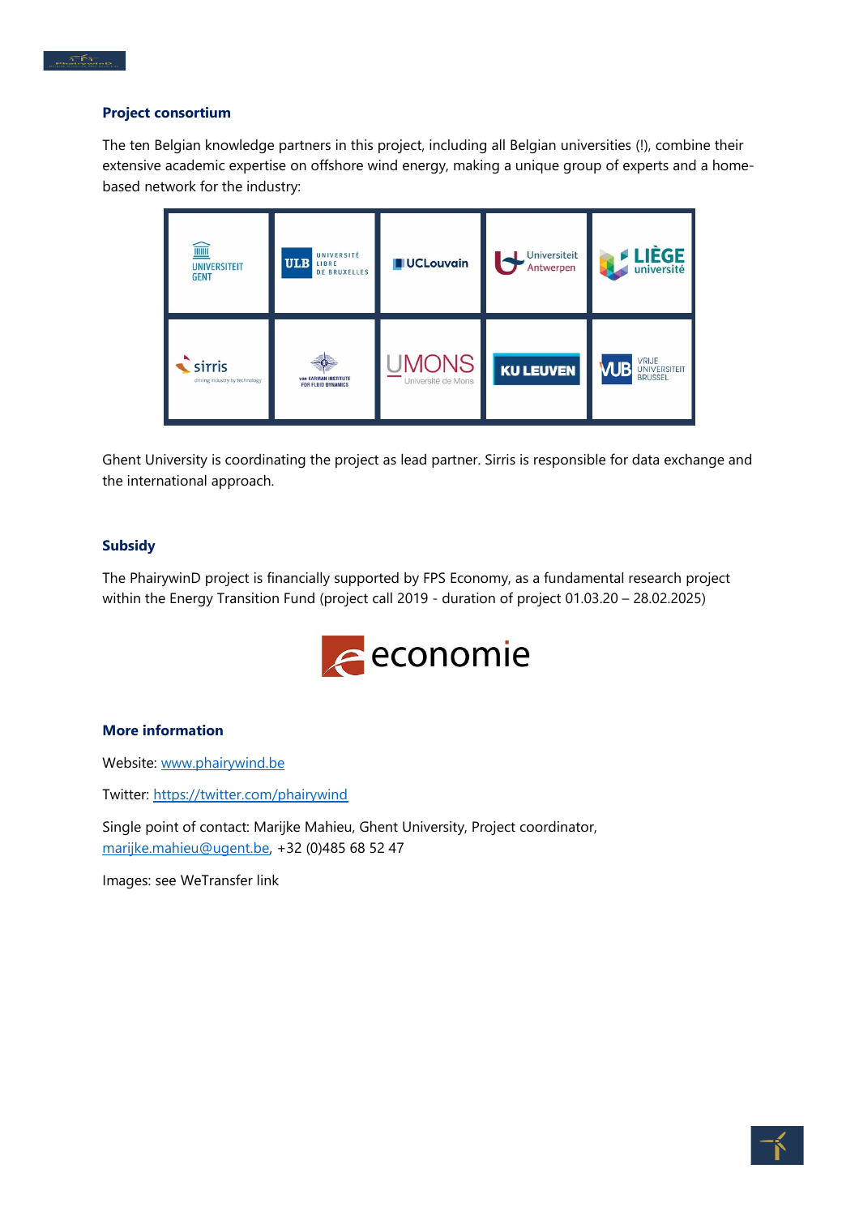### Project consortium

The ten Belgian knowledge partners in this project, including all Belgian universities (!), combine their extensive academic expertise on offshore wind energy, making a unique group of experts and a home-based network for the industry:

Ghent University is coordinating the project as lead partner. Sirris is responsible for data exchange and the international approach.

### Subsidy

The PhairywinD project is financially supported by FPS Economy, as a fundamental research project within the Energy Transition Fund (project call 2019 - duration of project 01.03.20 – 28.02.2025)

### More information

Website: [www.phairywind.be](http://www.phairywind.be)

Twitter: [https://twitter.com/phairywind](https://twitter.com/phairywind)

Single point of contact: Marijke Mahieu, Ghent University, Project coordinator, [marijke.mahieu@ugent.be](mailto:marijke.mahieu@ugent.be), +32 (0)485 68 52 47

Images: see WeTransfer link